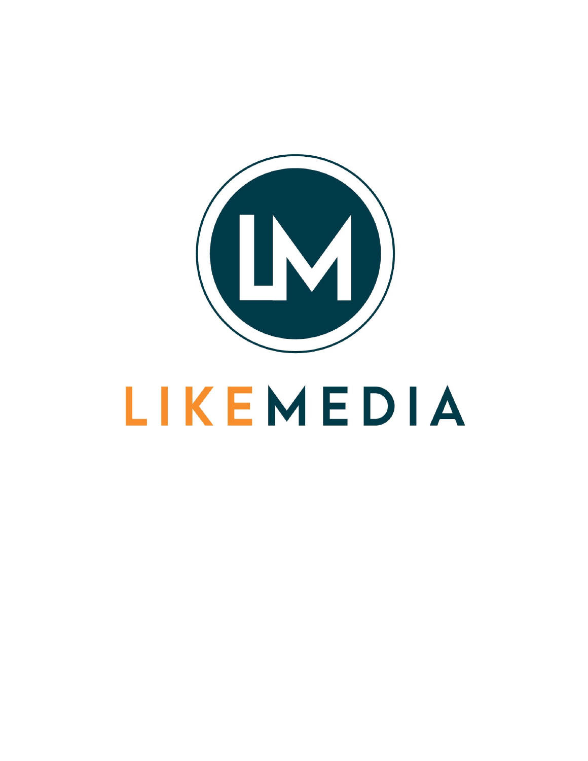# LIKEMEDIA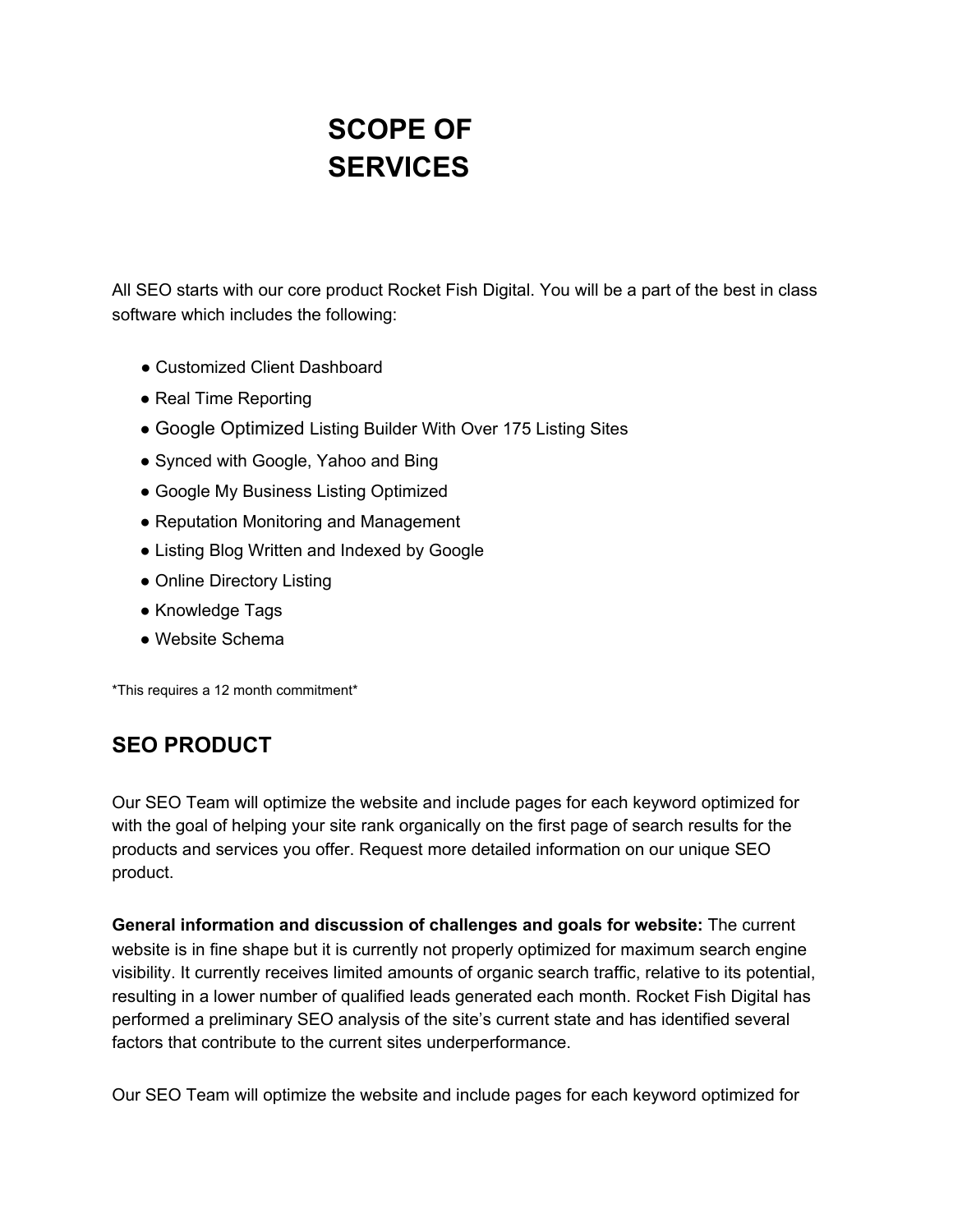# SCOPE OF SERVICES

All SEO starts with our core product Rocket Fish Digital. You will be a part of the best in class software which includes the following:

- Customized Client Dashboard
- Real Time Reporting
- Google Optimized Listing Builder With Over 175 Listing Sites
- Synced with Google, Yahoo and Bing
- Google My Business Listing Optimized
- Reputation Monitoring and Management
- Listing Blog Written and Indexed by Google
- Online Directory Listing
- Knowledge Tags
- Website Schema

*This requires a 12 month commitment*

## SEO PRODUCT

Our SEO Team will optimize the website and include pages for each keyword optimized for with the goal of helping your site rank organically on the first page of search results for the products and services you offer. Request more detailed information on our unique SEO product.

**General information and discussion of challenges and goals for website:** The current website is in fine shape but it is currently not properly optimized for maximum search engine visibility. It currently receives limited amounts of organic search traffic, relative to its potential, resulting in a lower number of qualified leads generated each month. Rocket Fish Digital has performed a preliminary SEO analysis of the site's current state and has identified several factors that contribute to the current sites underperformance.

Our SEO Team will optimize the website and include pages for each keyword optimized for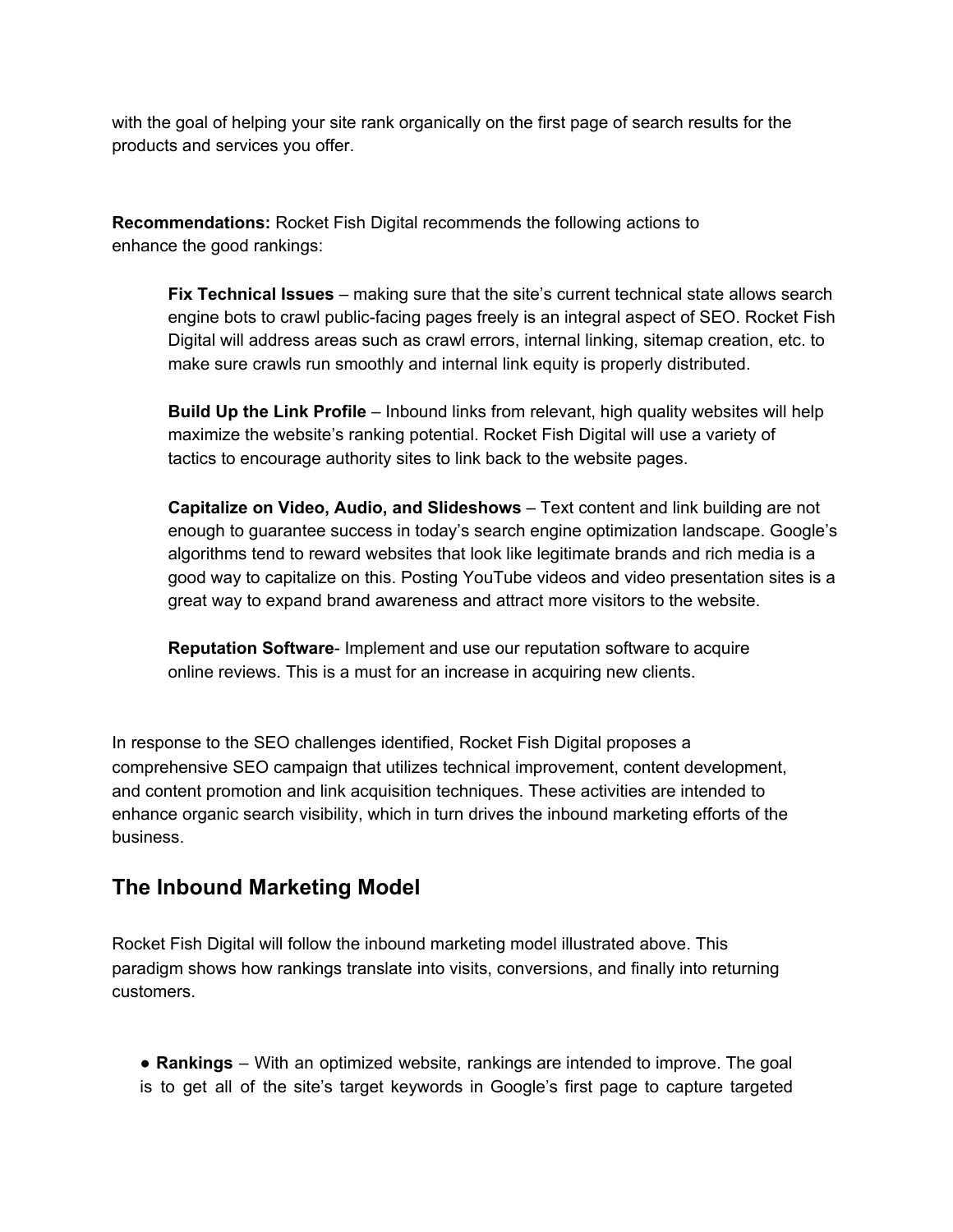with the goal of helping your site rank organically on the first page of search results for the products and services you offer.

**Recommendations:** Rocket Fish Digital recommends the following actions to enhance the good rankings:

> **Fix Technical Issues** – making sure that the site's current technical state allows search engine bots to crawl public-facing pages freely is an integral aspect of SEO. Rocket Fish Digital will address areas such as crawl errors, internal linking, sitemap creation, etc. to make sure crawls run smoothly and internal link equity is properly distributed.
>
> **Build Up the Link Profile** – Inbound links from relevant, high quality websites will help maximize the website's ranking potential. Rocket Fish Digital will use a variety of tactics to encourage authority sites to link back to the website pages.
>
> **Capitalize on Video, Audio, and Slideshows** – Text content and link building are not enough to guarantee success in today's search engine optimization landscape. Google's algorithms tend to reward websites that look like legitimate brands and rich media is a good way to capitalize on this. Posting YouTube videos and video presentation sites is a great way to expand brand awareness and attract more visitors to the website.
>
> **Reputation Software**- Implement and use our reputation software to acquire online reviews. This is a must for an increase in acquiring new clients.

In response to the SEO challenges identified, Rocket Fish Digital proposes a comprehensive SEO campaign that utilizes technical improvement, content development, and content promotion and link acquisition techniques. These activities are intended to enhance organic search visibility, which in turn drives the inbound marketing efforts of the business.

## The Inbound Marketing Model

Rocket Fish Digital will follow the inbound marketing model illustrated above. This paradigm shows how rankings translate into visits, conversions, and finally into returning customers.

- **Rankings** – With an optimized website, rankings are intended to improve. The goal is to get all of the site's target keywords in Google's first page to capture targeted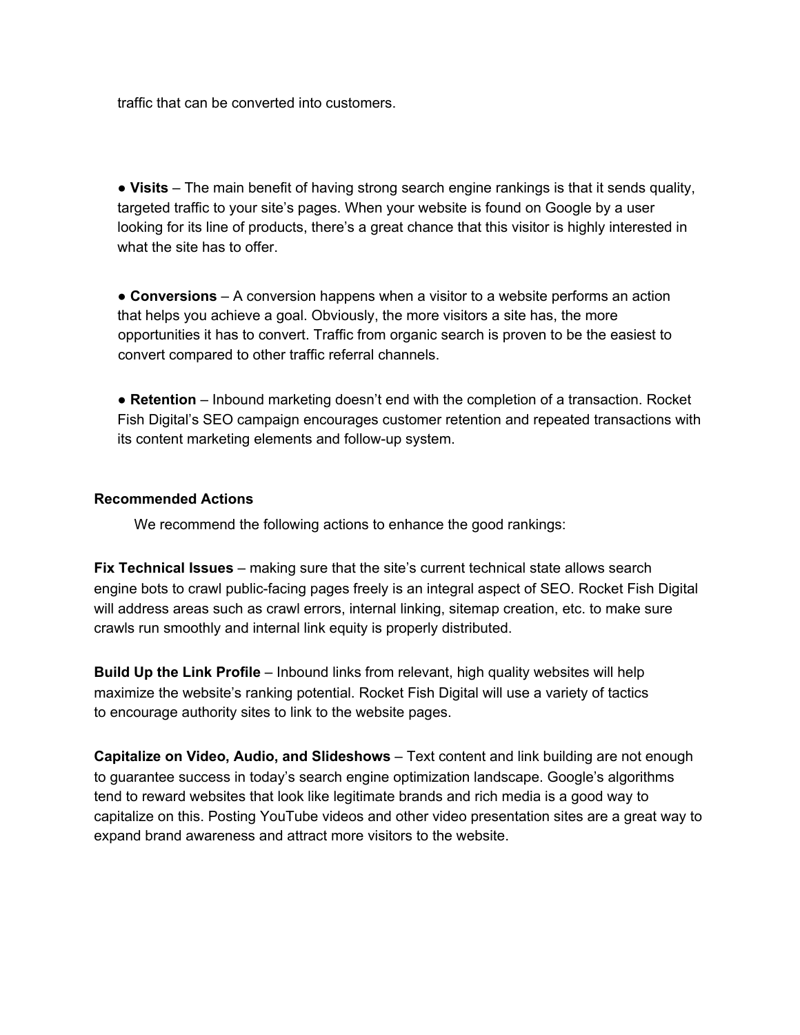traffic that can be converted into customers.

- **Visits** – The main benefit of having strong search engine rankings is that it sends quality, targeted traffic to your site's pages. When your website is found on Google by a user looking for its line of products, there's a great chance that this visitor is highly interested in what the site has to offer.

- **Conversions** – A conversion happens when a visitor to a website performs an action that helps you achieve a goal. Obviously, the more visitors a site has, the more opportunities it has to convert. Traffic from organic search is proven to be the easiest to convert compared to other traffic referral channels.

- **Retention** – Inbound marketing doesn't end with the completion of a transaction. Rocket Fish Digital's SEO campaign encourages customer retention and repeated transactions with its content marketing elements and follow-up system.

**Recommended Actions**

We recommend the following actions to enhance the good rankings:

**Fix Technical Issues** – making sure that the site's current technical state allows search engine bots to crawl public-facing pages freely is an integral aspect of SEO. Rocket Fish Digital will address areas such as crawl errors, internal linking, sitemap creation, etc. to make sure crawls run smoothly and internal link equity is properly distributed.

**Build Up the Link Profile** – Inbound links from relevant, high quality websites will help maximize the website's ranking potential. Rocket Fish Digital will use a variety of tactics to encourage authority sites to link to the website pages.

**Capitalize on Video, Audio, and Slideshows** – Text content and link building are not enough to guarantee success in today's search engine optimization landscape. Google's algorithms tend to reward websites that look like legitimate brands and rich media is a good way to capitalize on this. Posting YouTube videos and other video presentation sites are a great way to expand brand awareness and attract more visitors to the website.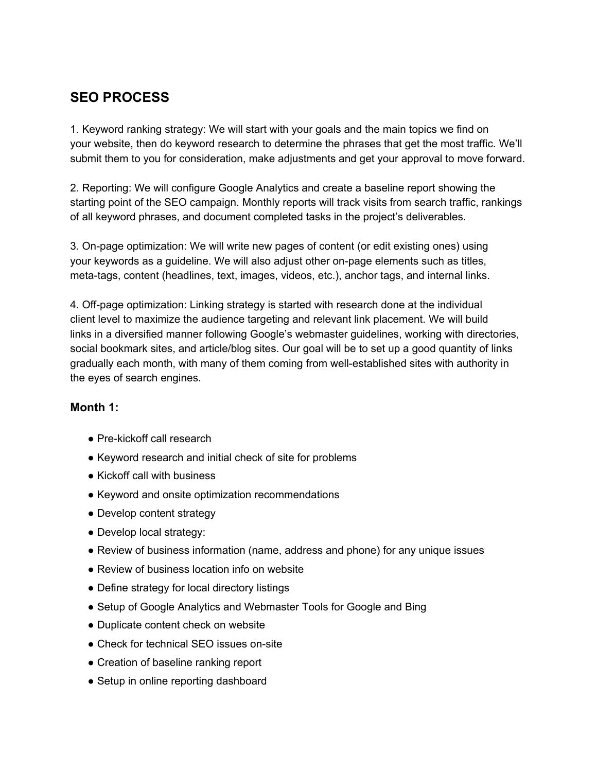## SEO PROCESS

1. Keyword ranking strategy: We will start with your goals and the main topics we find on your website, then do keyword research to determine the phrases that get the most traffic. We'll submit them to you for consideration, make adjustments and get your approval to move forward.

2. Reporting: We will configure Google Analytics and create a baseline report showing the starting point of the SEO campaign. Monthly reports will track visits from search traffic, rankings of all keyword phrases, and document completed tasks in the project's deliverables.

3. On-page optimization: We will write new pages of content (or edit existing ones) using your keywords as a guideline. We will also adjust other on-page elements such as titles, meta-tags, content (headlines, text, images, videos, etc.), anchor tags, and internal links.

4. Off-page optimization: Linking strategy is started with research done at the individual client level to maximize the audience targeting and relevant link placement. We will build links in a diversified manner following Google's webmaster guidelines, working with directories, social bookmark sites, and article/blog sites. Our goal will be to set up a good quantity of links gradually each month, with many of them coming from well-established sites with authority in the eyes of search engines.

### Month 1:

- Pre-kickoff call research
- Keyword research and initial check of site for problems
- Kickoff call with business
- Keyword and onsite optimization recommendations
- Develop content strategy
- Develop local strategy:
- Review of business information (name, address and phone) for any unique issues
- Review of business location info on website
- Define strategy for local directory listings
- Setup of Google Analytics and Webmaster Tools for Google and Bing
- Duplicate content check on website
- Check for technical SEO issues on-site
- Creation of baseline ranking report
- Setup in online reporting dashboard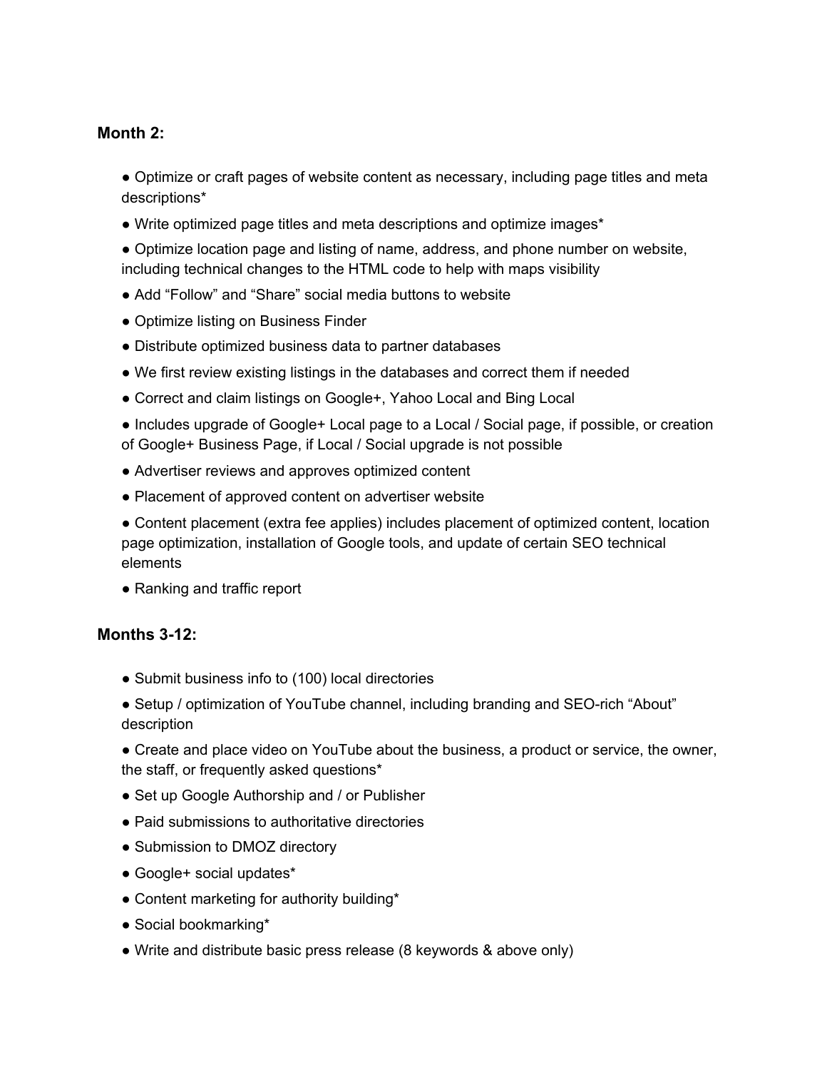**Month 2:**

- Optimize or craft pages of website content as necessary, including page titles and meta descriptions*
- Write optimized page titles and meta descriptions and optimize images*
- Optimize location page and listing of name, address, and phone number on website, including technical changes to the HTML code to help with maps visibility
- Add "Follow" and "Share" social media buttons to website
- Optimize listing on Business Finder
- Distribute optimized business data to partner databases
- We first review existing listings in the databases and correct them if needed
- Correct and claim listings on Google+, Yahoo Local and Bing Local
- Includes upgrade of Google+ Local page to a Local / Social page, if possible, or creation of Google+ Business Page, if Local / Social upgrade is not possible
- Advertiser reviews and approves optimized content
- Placement of approved content on advertiser website
- Content placement (extra fee applies) includes placement of optimized content, location page optimization, installation of Google tools, and update of certain SEO technical elements
- Ranking and traffic report

**Months 3-12:**

- Submit business info to (100) local directories
- Setup / optimization of YouTube channel, including branding and SEO-rich "About" description
- Create and place video on YouTube about the business, a product or service, the owner, the staff, or frequently asked questions*
- Set up Google Authorship and / or Publisher
- Paid submissions to authoritative directories
- Submission to DMOZ directory
- Google+ social updates*
- Content marketing for authority building*
- Social bookmarking*
- Write and distribute basic press release (8 keywords & above only)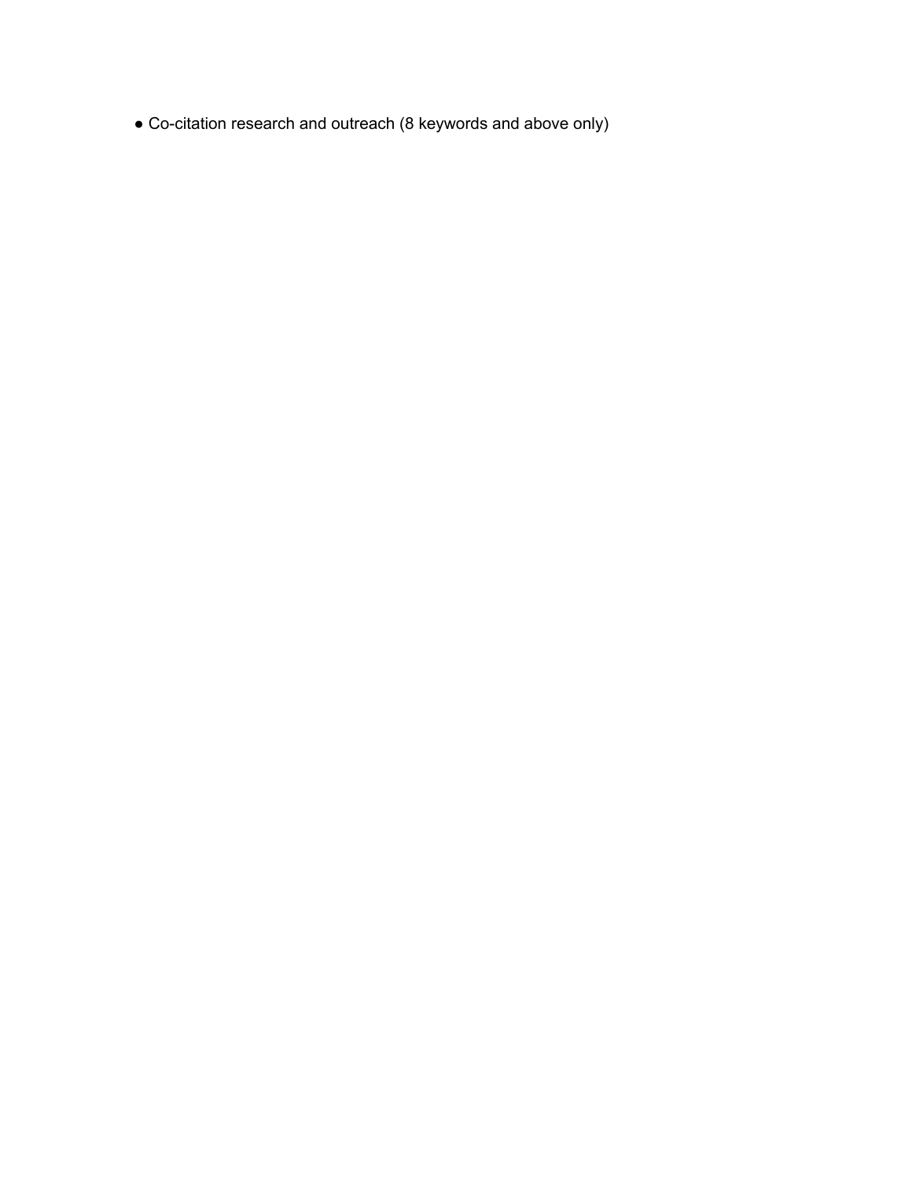- Co-citation research and outreach (8 keywords and above only)